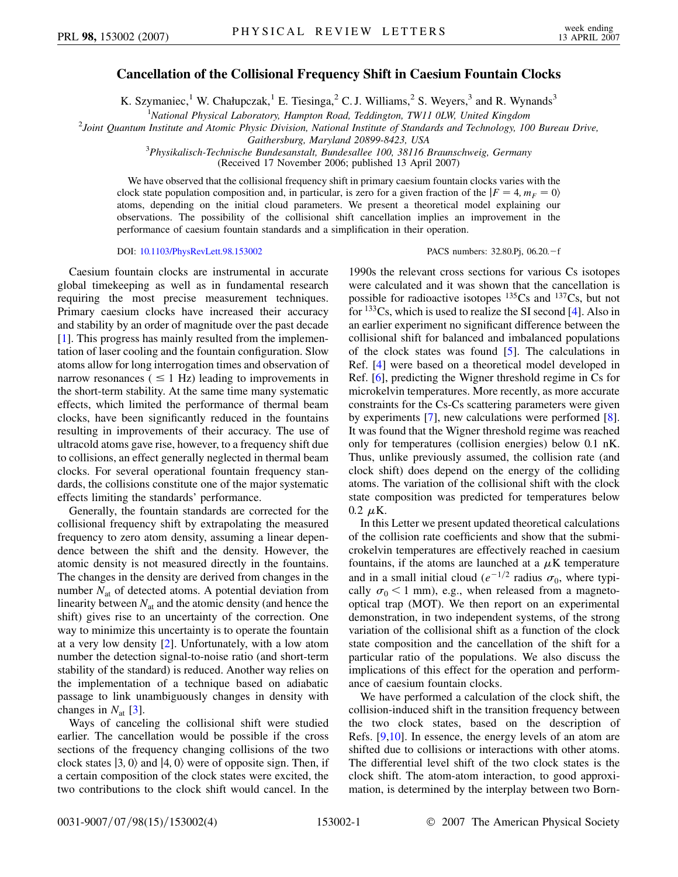# Cancellation of the Collisional Frequency Shift in Caesium Fountain Clocks

K. Szymaniec,[1] W. Chałupczak,[1] E. Tiesinga,[2] C. J. Williams,[2] S. Weyers,[3] and R. Wynands[3]

[1]National Physical Laboratory, Hampton Road, Teddington, TW11 0LW, United Kingdom
[2]Joint Quantum Institute and Atomic Physic Division, National Institute of Standards and Technology, 100 Bureau Drive, Gaithersburg, Maryland 20899-8423, USA
[3]Physikalisch-Technische Bundesanstalt, Bundesallee 100, 38116 Braunschweig, Germany

(Received 17 November 2006; published 13 April 2007)

We have observed that the collisional frequency shift in primary caesium fountain clocks varies with the clock state population composition and, in particular, is zero for a given fraction of the $|F = 4, m_F = 0\rangle$ atoms, depending on the initial cloud parameters. We present a theoretical model explaining our observations. The possibility of the collisional shift cancellation implies an improvement in the performance of caesium fountain standards and a simplification in their operation.

DOI: 10.1103/PhysRevLett.98.153002

PACS numbers: 32.80.Pj, 06.20.−f

Caesium fountain clocks are instrumental in accurate global timekeeping as well as in fundamental research requiring the most precise measurement techniques. Primary caesium clocks have increased their accuracy and stability by an order of magnitude over the past decade [1]. This progress has mainly resulted from the implementation of laser cooling and the fountain configuration. Slow atoms allow for long interrogation times and observation of narrow resonances ($\leq 1$ Hz) leading to improvements in the short-term stability. At the same time many systematic effects, which limited the performance of thermal beam clocks, have been significantly reduced in the fountains resulting in improvements of their accuracy. The use of ultracold atoms gave rise, however, to a frequency shift due to collisions, an effect generally neglected in thermal beam clocks. For several operational fountain frequency standards, the collisions constitute one of the major systematic effects limiting the standards' performance.

Generally, the fountain standards are corrected for the collisional frequency shift by extrapolating the measured frequency to zero atom density, assuming a linear dependence between the shift and the density. However, the atomic density is not measured directly in the fountains. The changes in the density are derived from changes in the number $N_{at}$ of detected atoms. A potential deviation from linearity between $N_{at}$ and the atomic density (and hence the shift) gives rise to an uncertainty of the correction. One way to minimize this uncertainty is to operate the fountain at a very low density [2]. Unfortunately, with a low atom number the detection signal-to-noise ratio (and short-term stability of the standard) is reduced. Another way relies on the implementation of a technique based on adiabatic passage to link unambiguously changes in density with changes in $N_{at}$ [3].

Ways of canceling the collisional shift were studied earlier. The cancellation would be possible if the cross sections of the frequency changing collisions of the two clock states $|3, 0\rangle$ and $|4, 0\rangle$ were of opposite sign. Then, if a certain composition of the clock states were excited, the two contributions to the clock shift would cancel. In the 1990s the relevant cross sections for various Cs isotopes were calculated and it was shown that the cancellation is possible for radioactive isotopes $^{135}$Cs and $^{137}$Cs, but not for $^{133}$Cs, which is used to realize the SI second [4]. Also in an earlier experiment no significant difference between the collisional shift for balanced and imbalanced populations of the clock states was found [5]. The calculations in Ref. [4] were based on a theoretical model developed in Ref. [6], predicting the Wigner threshold regime in Cs for microkelvin temperatures. More recently, as more accurate constraints for the Cs-Cs scattering parameters were given by experiments [7], new calculations were performed [8]. It was found that the Wigner threshold regime was reached only for temperatures (collision energies) below 0.1 nK. Thus, unlike previously assumed, the collision rate (and clock shift) does depend on the energy of the colliding atoms. The variation of the collisional shift with the clock state composition was predicted for temperatures below 0.2 $\mu$K.

In this Letter we present updated theoretical calculations of the collision rate coefficients and show that the submicrokelvin temperatures are effectively reached in caesium fountains, if the atoms are launched at a $\mu$K temperature and in a small initial cloud ($e^{-1/2}$ radius $\sigma_0$, where typically $\sigma_0 < 1$ mm), e.g., when released from a magneto-optical trap (MOT). We then report on an experimental demonstration, in two independent systems, of the strong variation of the collisional shift as a function of the clock state composition and the cancellation of the shift for a particular ratio of the populations. We also discuss the implications of this effect for the operation and performance of caesium fountain clocks.

We have performed a calculation of the clock shift, the collision-induced shift in the transition frequency between the two clock states, based on the description of Refs. [9,10]. In essence, the energy levels of an atom are shifted due to collisions or interactions with other atoms. The differential level shift of the two clock states is the clock shift. The atom-atom interaction, to good approximation, is determined by the interplay between two Born-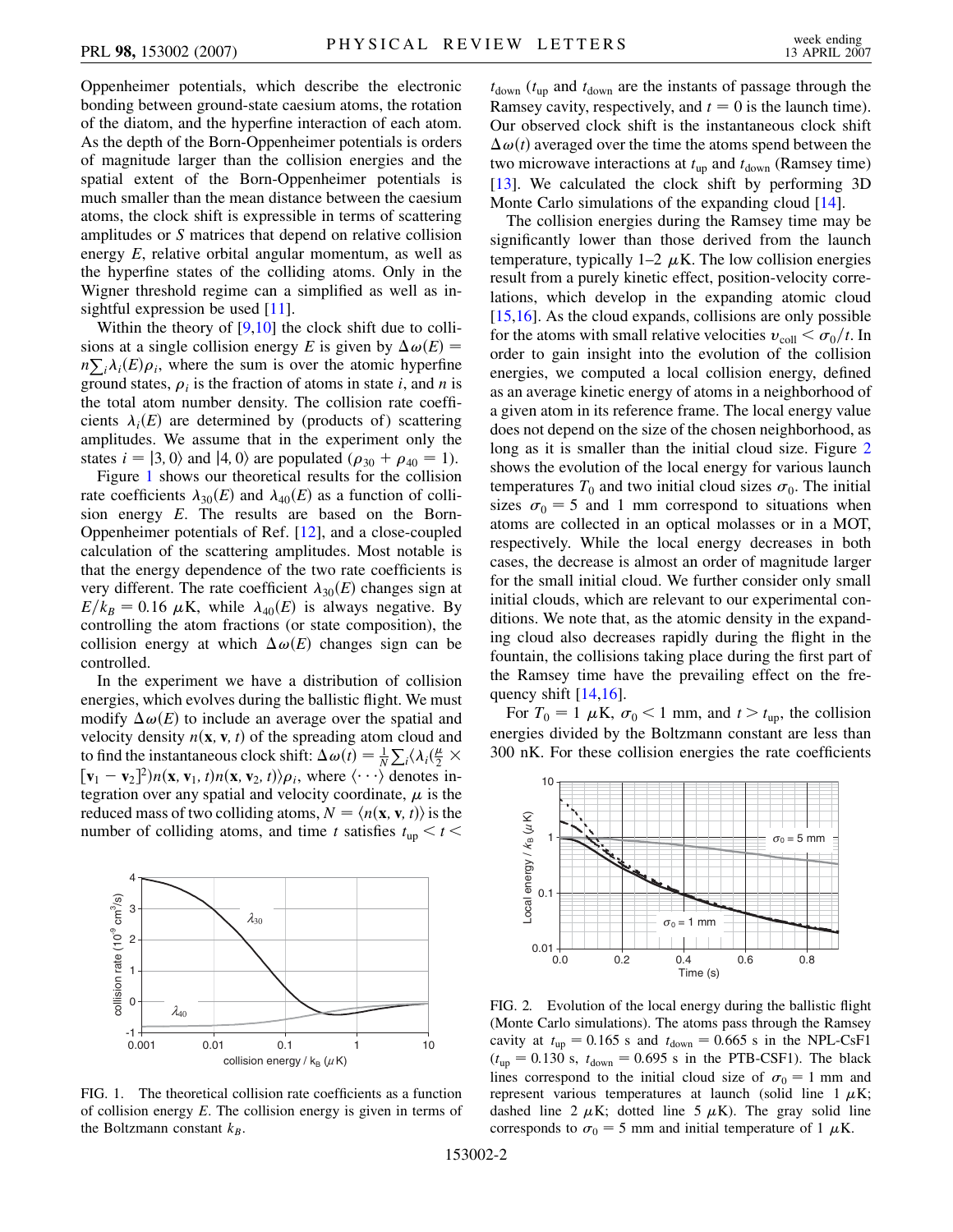Oppenheimer potentials, which describe the electronic bonding between ground-state caesium atoms, the rotation of the diatom, and the hyperfine interaction of each atom. As the depth of the Born-Oppenheimer potentials is orders of magnitude larger than the collision energies and the spatial extent of the Born-Oppenheimer potentials is much smaller than the mean distance between the caesium atoms, the clock shift is expressible in terms of scattering amplitudes or $S$ matrices that depend on relative collision energy $E$, relative orbital angular momentum, as well as the hyperfine states of the colliding atoms. Only in the Wigner threshold regime can a simplified as well as insightful expression be used [11].

Within the theory of [9,10] the clock shift due to collisions at a single collision energy $E$ is given by $\Delta\omega(E) = n\sum_i \lambda_i(E)\rho_i$, where the sum is over the atomic hyperfine ground states, $\rho_i$ is the fraction of atoms in state $i$, and $n$ is the total atom number density. The collision rate coefficients $\lambda_i(E)$ are determined by (products of) scattering amplitudes. We assume that in the experiment only the states $i = |3, 0\rangle$ and $|4, 0\rangle$ are populated ($\rho_{30} + \rho_{40} = 1$).

Figure 1 shows our theoretical results for the collision rate coefficients $\lambda_{30}(E)$ and $\lambda_{40}(E)$ as a function of collision energy $E$. The results are based on the Born-Oppenheimer potentials of Ref. [12], and a close-coupled calculation of the scattering amplitudes. Most notable is that the energy dependence of the two rate coefficients is very different. The rate coefficient $\lambda_{30}(E)$ changes sign at $E/k_B = 0.16\ \mu$K, while $\lambda_{40}(E)$ is always negative. By controlling the atom fractions (or state composition), the collision energy at which $\Delta\omega(E)$ changes sign can be controlled.

In the experiment we have a distribution of collision energies, which evolves during the ballistic flight. We must modify $\Delta\omega(E)$ to include an average over the spatial and velocity density $n(\mathbf{x}, \mathbf{v}, t)$ of the spreading atom cloud and to find the instantaneous clock shift: $\Delta\omega(t) = \frac{1}{N}\sum_i \langle \lambda_i(\frac{\mu}{2} \times [\mathbf{v}_1 - \mathbf{v}_2]^2) n(\mathbf{x}, \mathbf{v}_1, t) n(\mathbf{x}, \mathbf{v}_2, t)\rangle \rho_i$, where $\langle \cdots \rangle$ denotes integration over any spatial and velocity coordinate, $\mu$ is the reduced mass of two colliding atoms, $N = \langle n(\mathbf{x}, \mathbf{v}, t)\rangle$ is the number of colliding atoms, and time $t$ satisfies $t_{\mathrm{up}} < t < t_{\mathrm{down}}$ ($t_{\mathrm{up}}$ and $t_{\mathrm{down}}$ are the instants of passage through the Ramsey cavity, respectively, and $t = 0$ is the launch time). Our observed clock shift is the instantaneous clock shift $\Delta\omega(t)$ averaged over the time the atoms spend between the two microwave interactions at $t_{\mathrm{up}}$ and $t_{\mathrm{down}}$ (Ramsey time) [13]. We calculated the clock shift by performing 3D Monte Carlo simulations of the expanding cloud [14].

FIG. 1. The theoretical collision rate coefficients as a function of collision energy $E$. The collision energy is given in terms of the Boltzmann constant $k_B$.

The collision energies during the Ramsey time may be significantly lower than those derived from the launch temperature, typically 1–2 $\mu$K. The low collision energies result from a purely kinetic effect, position-velocity correlations, which develop in the expanding atomic cloud [15,16]. As the cloud expands, collisions are only possible for the atoms with small relative velocities $v_{\mathrm{coll}} < \sigma_0/t$. In order to gain insight into the evolution of the collision energies, we computed a local collision energy, defined as an average kinetic energy of atoms in a neighborhood of a given atom in its reference frame. The local energy value does not depend on the size of the chosen neighborhood, as long as it is smaller than the initial cloud size. Figure 2 shows the evolution of the local energy for various launch temperatures $T_0$ and two initial cloud sizes $\sigma_0$. The initial sizes $\sigma_0 = 5$ and 1 mm correspond to situations when atoms are collected in an optical molasses or in a MOT, respectively. While the local energy decreases in both cases, the decrease is almost an order of magnitude larger for the small initial cloud. We further consider only small initial clouds, which are relevant to our experimental conditions. We note that, as the atomic density in the expanding cloud also decreases rapidly during the flight in the fountain, the collisions taking place during the first part of the Ramsey time have the prevailing effect on the frequency shift [14,16].

For $T_0 = 1\ \mu$K, $\sigma_0 < 1$ mm, and $t > t_{\mathrm{up}}$, the collision energies divided by the Boltzmann constant are less than 300 nK. For these collision energies the rate coefficients

FIG. 2. Evolution of the local energy during the ballistic flight (Monte Carlo simulations). The atoms pass through the Ramsey cavity at $t_{\mathrm{up}} = 0.165$ s and $t_{\mathrm{down}} = 0.665$ s in the NPL-CsF1 ($t_{\mathrm{up}} = 0.130$ s, $t_{\mathrm{down}} = 0.695$ s in the PTB-CSF1). The black lines correspond to the initial cloud size of $\sigma_0 = 1$ mm and represent various temperatures at launch (solid line 1 $\mu$K; dashed line 2 $\mu$K; dotted line 5 $\mu$K). The gray solid line corresponds to $\sigma_0 = 5$ mm and initial temperature of 1 $\mu$K.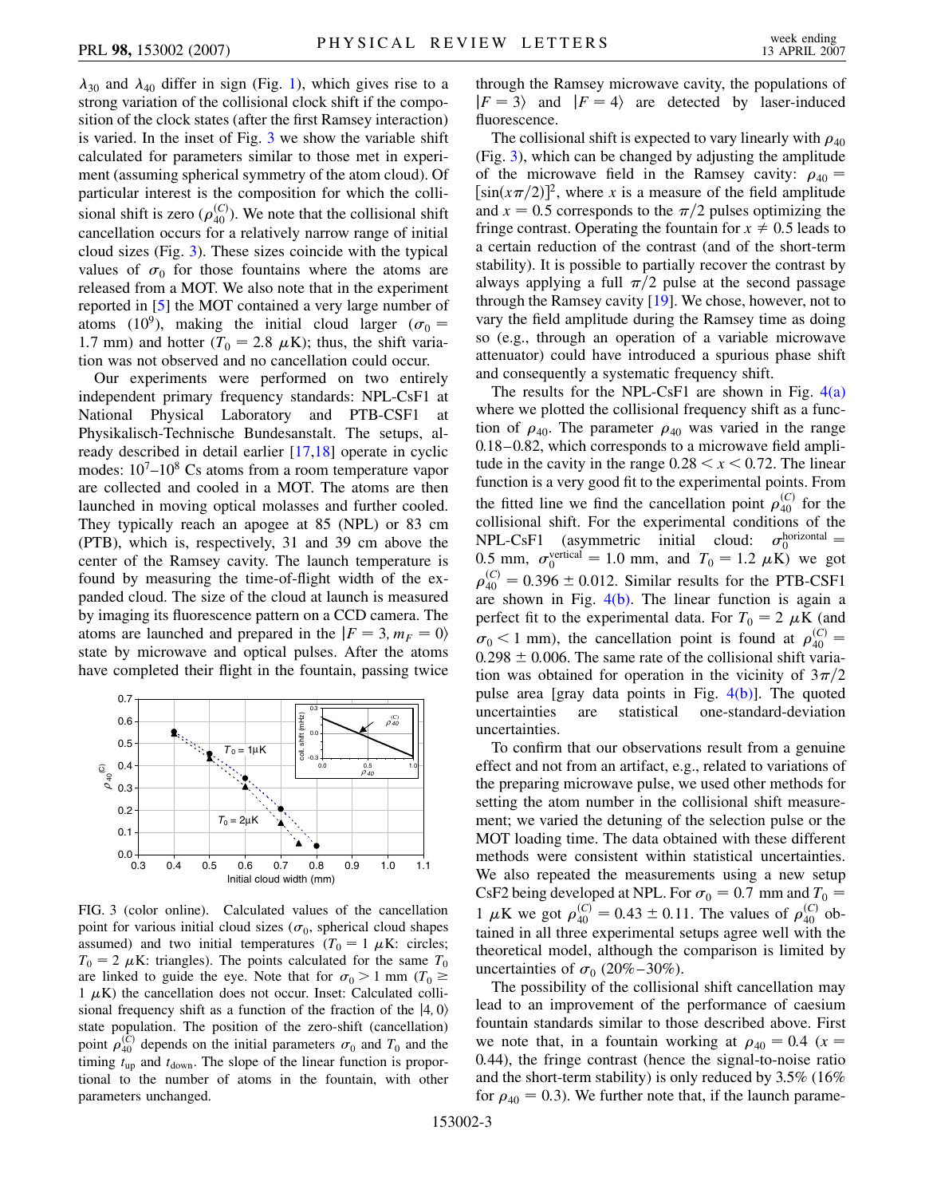$\lambda_{30}$ and $\lambda_{40}$ differ in sign (Fig. 1), which gives rise to a strong variation of the collisional clock shift if the composition of the clock states (after the first Ramsey interaction) is varied. In the inset of Fig. 3 we show the variable shift calculated for parameters similar to those met in experiment (assuming spherical symmetry of the atom cloud). Of particular interest is the composition for which the collisional shift is zero ($\rho_{40}^{(C)}$). We note that the collisional shift cancellation occurs for a relatively narrow range of initial cloud sizes (Fig. 3). These sizes coincide with the typical values of $\sigma_0$ for those fountains where the atoms are released from a MOT. We also note that in the experiment reported in [5] the MOT contained a very large number of atoms ($10^9$), making the initial cloud larger ($\sigma_0 = 1.7$ mm) and hotter ($T_0 = 2.8\ \mu$K); thus, the shift variation was not observed and no cancellation could occur.

Our experiments were performed on two entirely independent primary frequency standards: NPL-CsF1 at National Physical Laboratory and PTB-CSF1 at Physikalisch-Technische Bundesanstalt. The setups, already described in detail earlier [17,18] operate in cyclic modes: $10^7$–$10^8$ Cs atoms from a room temperature vapor are collected and cooled in a MOT. The atoms are then launched in moving optical molasses and further cooled. They typically reach an apogee at 85 (NPL) or 83 cm (PTB), which is, respectively, 31 and 39 cm above the center of the Ramsey cavity. The launch temperature is found by measuring the time-of-flight width of the expanded cloud. The size of the cloud at launch is measured by imaging its fluorescence pattern on a CCD camera. The atoms are launched and prepared in the $|F = 3, m_F = 0\rangle$ state by microwave and optical pulses. After the atoms have completed their flight in the fountain, passing twice through the Ramsey microwave cavity, the populations of $|F = 3\rangle$ and $|F = 4\rangle$ are detected by laser-induced fluorescence.

FIG. 3 (color online). Calculated values of the cancellation point for various initial cloud sizes ($\sigma_0$, spherical cloud shapes assumed) and two initial temperatures ($T_0 = 1\ \mu$K: circles; $T_0 = 2\ \mu$K: triangles). The points calculated for the same $T_0$ are linked to guide the eye. Note that for $\sigma_0 > 1$ mm ($T_0 \geq 1\ \mu$K) the cancellation does not occur. Inset: Calculated collisional frequency shift as a function of the fraction of the $|4, 0\rangle$ state population. The position of the zero-shift (cancellation) point $\rho_{40}^{(C)}$ depends on the initial parameters $\sigma_0$ and $T_0$ and the timing $t_{\text{up}}$ and $t_{\text{down}}$. The slope of the linear function is proportional to the number of atoms in the fountain, with other parameters unchanged.

The collisional shift is expected to vary linearly with $\rho_{40}$ (Fig. 3), which can be changed by adjusting the amplitude of the microwave field in the Ramsey cavity: $\rho_{40} = [\sin(x\pi/2)]^2$, where $x$ is a measure of the field amplitude and $x = 0.5$ corresponds to the $\pi/2$ pulses optimizing the fringe contrast. Operating the fountain for $x \neq 0.5$ leads to a certain reduction of the contrast (and of the short-term stability). It is possible to partially recover the contrast by always applying a full $\pi/2$ pulse at the second passage through the Ramsey cavity [19]. We chose, however, not to vary the field amplitude during the Ramsey time as doing so (e.g., through an operation of a variable microwave attenuator) could have introduced a spurious phase shift and consequently a systematic frequency shift.

The results for the NPL-CsF1 are shown in Fig. 4(a) where we plotted the collisional frequency shift as a function of $\rho_{40}$. The parameter $\rho_{40}$ was varied in the range 0.18–0.82, which corresponds to a microwave field amplitude in the cavity in the range $0.28 < x < 0.72$. The linear function is a very good fit to the experimental points. From the fitted line we find the cancellation point $\rho_{40}^{(C)}$ for the collisional shift. For the experimental conditions of the NPL-CsF1 (asymmetric initial cloud: $\sigma_0^{\text{horizontal}} = 0.5$ mm, $\sigma_0^{\text{vertical}} = 1.0$ mm, and $T_0 = 1.2\ \mu$K) we got $\rho_{40}^{(C)} = 0.396 \pm 0.012$. Similar results for the PTB-CSF1 are shown in Fig. 4(b). The linear function is again a perfect fit to the experimental data. For $T_0 = 2\ \mu$K (and $\sigma_0 < 1$ mm), the cancellation point is found at $\rho_{40}^{(C)} = 0.298 \pm 0.006$. The same rate of the collisional shift variation was obtained for operation in the vicinity of $3\pi/2$ pulse area [gray data points in Fig. 4(b)]. The quoted uncertainties are statistical one-standard-deviation uncertainties.

To confirm that our observations result from a genuine effect and not from an artifact, e.g., related to variations of the preparing microwave pulse, we used other methods for setting the atom number in the collisional shift measurement; we varied the detuning of the selection pulse or the MOT loading time. The data obtained with these different methods were consistent within statistical uncertainties. We also repeated the measurements using a new setup CsF2 being developed at NPL. For $\sigma_0 = 0.7$ mm and $T_0 = 1\ \mu$K we got $\rho_{40}^{(C)} = 0.43 \pm 0.11$. The values of $\rho_{40}^{(C)}$ obtained in all three experimental setups agree well with the theoretical model, although the comparison is limited by uncertainties of $\sigma_0$ (20%–30%).

The possibility of the collisional shift cancellation may lead to an improvement of the performance of caesium fountain standards similar to those described above. First we note that, in a fountain working at $\rho_{40} = 0.4$ ($x = 0.44$), the fringe contrast (hence the signal-to-noise ratio and the short-term stability) is only reduced by 3.5% (16% for $\rho_{40} = 0.3$). We further note that, if the launch parame-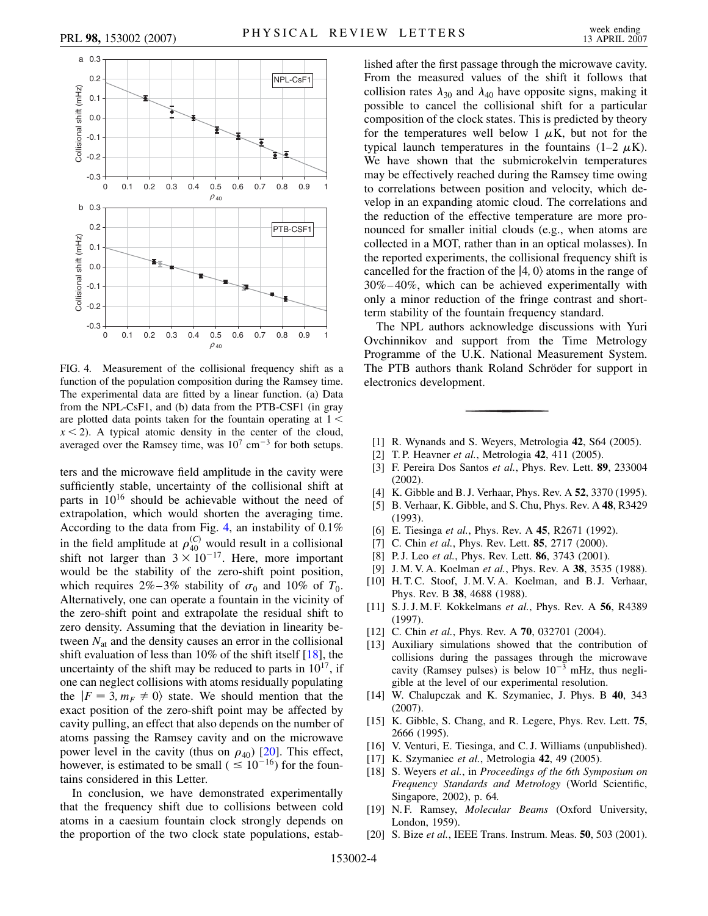a
Collisional shift (mHz)
0.3
0.2
0.1
0.0
-0.1
-0.2
-0.3
0 0.1 0.2 0.3 0.4 0.5 0.6 0.7 0.8 0.9 1
$\rho_{40}$
NPL-CsF1

b
Collisional shift (mHz)
0.3
0.2
0.1
0.0
-0.1
-0.2
-0.3
0 0.1 0.2 0.3 0.4 0.5 0.6 0.7 0.8 0.9 1
$\rho_{40}$
PTB-CSF1

FIG. 4. Measurement of the collisional frequency shift as a function of the population composition during the Ramsey time. The experimental data are fitted by a linear function. (a) Data from the NPL-CsF1, and (b) data from the PTB-CSF1 (in gray are plotted data points taken for the fountain operating at $1 < x < 2$). A typical atomic density in the center of the cloud, averaged over the Ramsey time, was $10^7$ cm$^{-3}$ for both setups.

ters and the microwave field amplitude in the cavity were sufficiently stable, uncertainty of the collisional shift at parts in $10^{16}$ should be achievable without the need of extrapolation, which would shorten the averaging time. According to the data from Fig. 4, an instability of 0.1% in the field amplitude at $\rho_{40}^{(C)}$ would result in a collisional shift not larger than $3 \times 10^{-17}$. Here, more important would be the stability of the zero-shift point position, which requires 2%–3% stability of $\sigma_0$ and 10% of $T_0$. Alternatively, one can operate a fountain in the vicinity of the zero-shift point and extrapolate the residual shift to zero density. Assuming that the deviation in linearity between $N_{at}$ and the density causes an error in the collisional shift evaluation of less than 10% of the shift itself [18], the uncertainty of the shift may be reduced to parts in $10^{17}$, if one can neglect collisions with atoms residually populating the $|F = 3, m_F \neq 0\rangle$ state. We should mention that the exact position of the zero-shift point may be affected by cavity pulling, an effect that also depends on the number of atoms passing the Ramsey cavity and on the microwave power level in the cavity (thus on $\rho_{40}$) [20]. This effect, however, is estimated to be small ($\leq 10^{-16}$) for the fountains considered in this Letter.

In conclusion, we have demonstrated experimentally that the frequency shift due to collisions between cold atoms in a caesium fountain clock strongly depends on the proportion of the two clock state populations, established after the first passage through the microwave cavity. From the measured values of the shift it follows that collision rates $\lambda_{30}$ and $\lambda_{40}$ have opposite signs, making it possible to cancel the collisional shift for a particular composition of the clock states. This is predicted by theory for the temperatures well below 1 $\mu$K, but not for the typical launch temperatures in the fountains (1–2 $\mu$K). We have shown that the submicrokelvin temperatures may be effectively reached during the Ramsey time owing to correlations between position and velocity, which develop in an expanding atomic cloud. The correlations and the reduction of the effective temperature are more pronounced for smaller initial clouds (e.g., when atoms are collected in a MOT, rather than in an optical molasses). In the reported experiments, the collisional frequency shift is cancelled for the fraction of the $|4, 0\rangle$ atoms in the range of 30%–40%, which can be achieved experimentally with only a minor reduction of the fringe contrast and short-term stability of the fountain frequency standard.

The NPL authors acknowledge discussions with Yuri Ovchinnikov and support from the Time Metrology Programme of the U.K. National Measurement System. The PTB authors thank Roland Schröder for support in electronics development.

---

[1] R. Wynands and S. Weyers, Metrologia **42**, S64 (2005).
[2] T. P. Heavner *et al.*, Metrologia **42**, 411 (2005).
[3] F. Pereira Dos Santos *et al.*, Phys. Rev. Lett. **89**, 233004 (2002).
[4] K. Gibble and B. J. Verhaar, Phys. Rev. A **52**, 3370 (1995).
[5] B. Verhaar, K. Gibble, and S. Chu, Phys. Rev. A **48**, R3429 (1993).
[6] E. Tiesinga *et al.*, Phys. Rev. A **45**, R2671 (1992).
[7] C. Chin *et al.*, Phys. Rev. Lett. **85**, 2717 (2000).
[8] P. J. Leo *et al.*, Phys. Rev. Lett. **86**, 3743 (2001).
[9] J. M. V. A. Koelman *et al.*, Phys. Rev. A **38**, 3535 (1988).
[10] H. T. C. Stoof, J. M. V. A. Koelman, and B. J. Verhaar, Phys. Rev. B **38**, 4688 (1988).
[11] S. J. J. M. F. Kokkelmans *et al.*, Phys. Rev. A **56**, R4389 (1997).
[12] C. Chin *et al.*, Phys. Rev. A **70**, 032701 (2004).
[13] Auxiliary simulations showed that the contribution of collisions during the passages through the microwave cavity (Ramsey pulses) is below $10^{-3}$ mHz, thus negligible at the level of our experimental resolution.
[14] W. Chalupczak and K. Szymaniec, J. Phys. B **40**, 343 (2007).
[15] K. Gibble, S. Chang, and R. Legere, Phys. Rev. Lett. **75**, 2666 (1995).
[16] V. Venturi, E. Tiesinga, and C. J. Williams (unpublished).
[17] K. Szymaniec *et al.*, Metrologia **42**, 49 (2005).
[18] S. Weyers *et al.*, in *Proceedings of the 6th Symposium on Frequency Standards and Metrology* (World Scientific, Singapore, 2002), p. 64.
[19] N. F. Ramsey, *Molecular Beams* (Oxford University, London, 1959).
[20] S. Bize *et al.*, IEEE Trans. Instrum. Meas. **50**, 503 (2001).